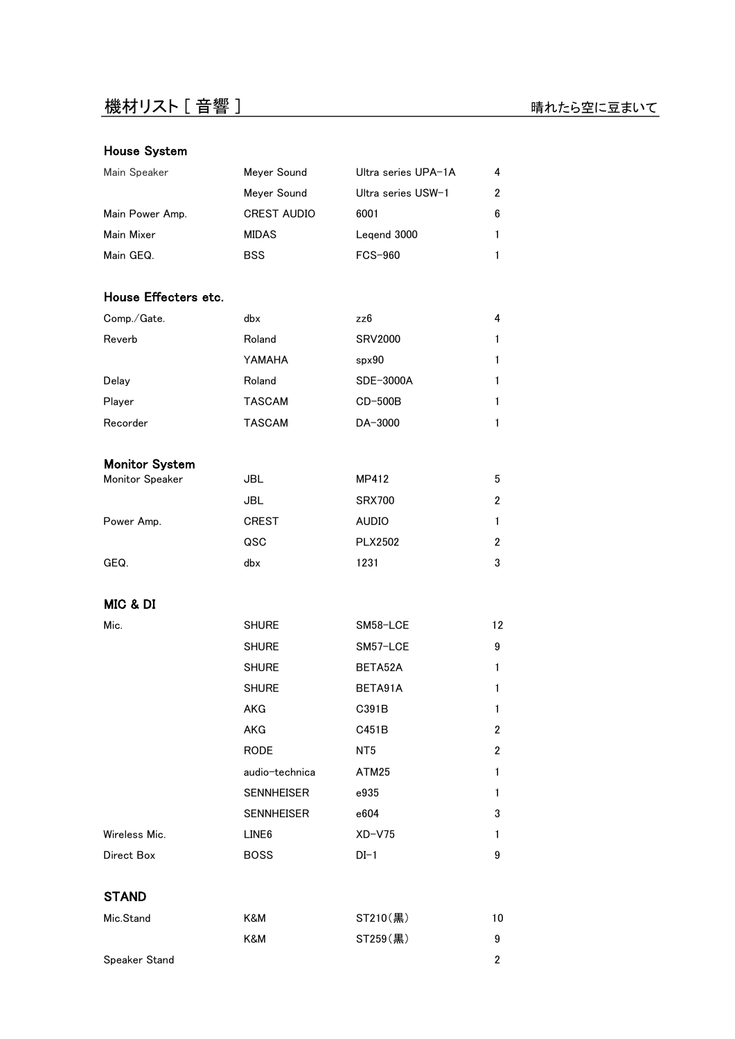# 機材リスト [ 音響 ]

晴れたら空に豆まいて

## House System

| | | | |
|---|---|---|---|
| Main Speaker | Meyer Sound | Ultra series UPA-1A | 4 |
| | Meyer Sound | Ultra series USW-1 | 2 |
| Main Power Amp. | CREST AUDIO | 6001 | 6 |
| Main Mixer | MIDAS | Leqend 3000 | 1 |
| Main GEQ. | BSS | FCS-960 | 1 |

## House Effecters etc.

| | | | |
|---|---|---|---|
| Comp./Gate. | dbx | zz6 | 4 |
| Reverb | Roland | SRV2000 | 1 |
| | YAMAHA | spx90 | 1 |
| Delay | Roland | SDE-3000A | 1 |
| Player | TASCAM | CD-500B | 1 |
| Recorder | TASCAM | DA-3000 | 1 |

## Monitor System

| | | | |
|---|---|---|---|
| Monitor Speaker | JBL | MP412 | 5 |
| | JBL | SRX700 | 2 |
| Power Amp. | CREST | AUDIO | 1 |
| | QSC | PLX2502 | 2 |
| GEQ. | dbx | 1231 | 3 |

## MIC & DI

| | | | |
|---|---|---|---|
| Mic. | SHURE | SM58-LCE | 12 |
| | SHURE | SM57-LCE | 9 |
| | SHURE | BETA52A | 1 |
| | SHURE | BETA91A | 1 |
| | AKG | C391B | 1 |
| | AKG | C451B | 2 |
| | RODE | NT5 | 2 |
| | audio-technica | ATM25 | 1 |
| | SENNHEISER | e935 | 1 |
| | SENNHEISER | e604 | 3 |
| Wireless Mic. | LINE6 | XD-V75 | 1 |
| Direct Box | BOSS | DI-1 | 9 |

## STAND

| | | | |
|---|---|---|---|
| Mic.Stand | K&M | ST210(黒) | 10 |
| | K&M | ST259(黒) | 9 |
| Speaker Stand | | | 2 |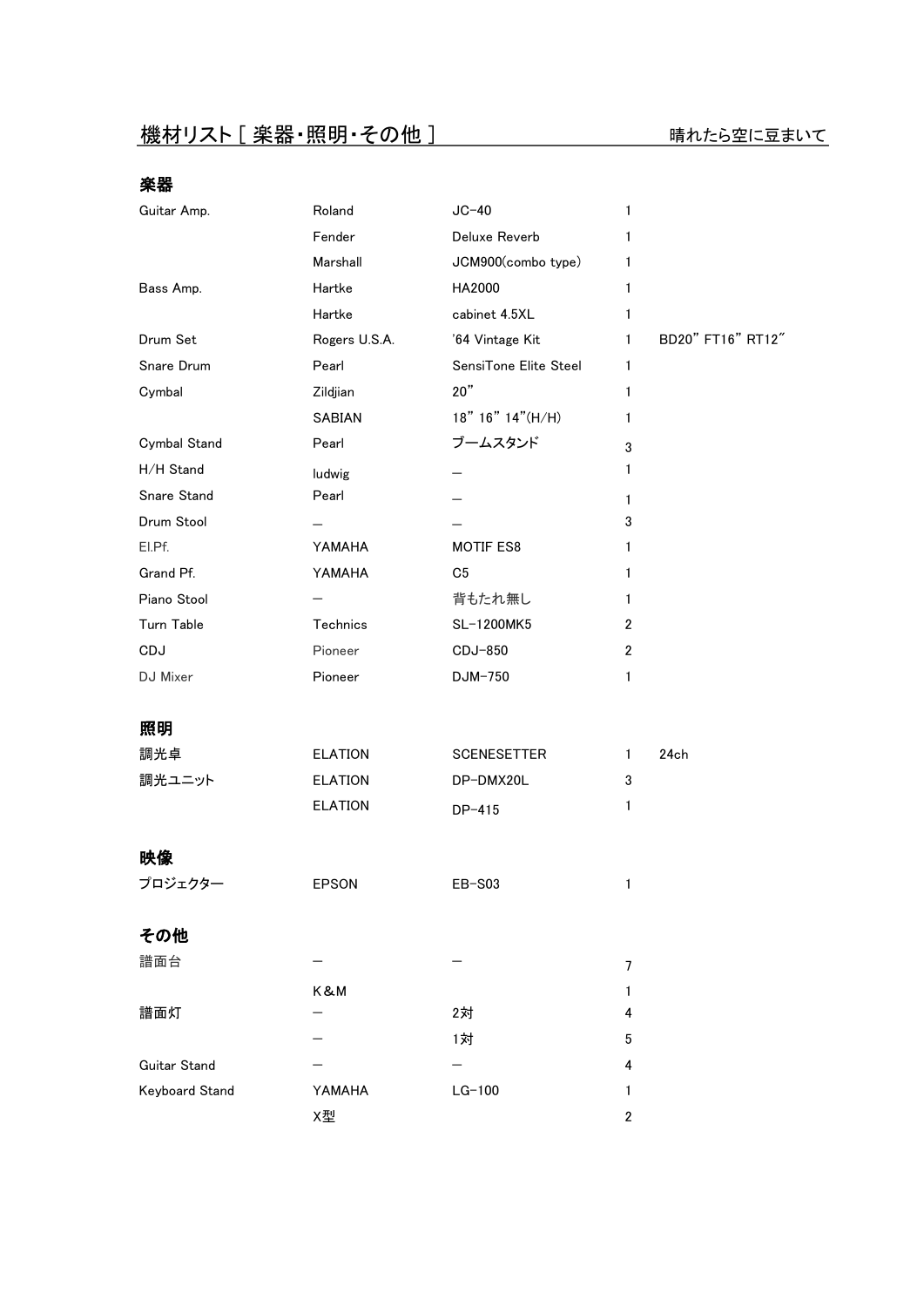# 機材リスト [ 楽器・照明・その他 ]

晴れたら空に豆まいて

## 楽器

| | | | | |
|---|---|---|---|---|
| Guitar Amp. | Roland | JC-40 | 1 | |
| | Fender | Deluxe Reverb | 1 | |
| | Marshall | JCM900(combo type) | 1 | |
| Bass Amp. | Hartke | HA2000 | 1 | |
| | Hartke | cabinet 4.5XL | 1 | |
| Drum Set | Rogers U.S.A. | '64 Vintage Kit | 1 | BD20" FT16" RT12" |
| Snare Drum | Pearl | SensiTone Elite Steel | 1 | |
| Cymbal | Zildjian | 20" | 1 | |
| | SABIAN | 18" 16" 14"(H/H) | 1 | |
| Cymbal Stand | Pearl | ブームスタンド | 3 | |
| H/H Stand | ludwig | ― | 1 | |
| Snare Stand | Pearl | ― | 1 | |
| Drum Stool | ― | ― | 3 | |
| El.Pf. | YAMAHA | MOTIF ES8 | 1 | |
| Grand Pf. | YAMAHA | C5 | 1 | |
| Piano Stool | ― | 背もたれ無し | 1 | |
| Turn Table | Technics | SL-1200MK5 | 2 | |
| CDJ | Pioneer | CDJ-850 | 2 | |
| DJ Mixer | Pioneer | DJM-750 | 1 | |

## 照明

| | | | | |
|---|---|---|---|---|
| 調光卓 | ELATION | SCENESETTER | 1 | 24ch |
| 調光ユニット | ELATION | DP-DMX20L | 3 | |
| | ELATION | DP-415 | 1 | |

## 映像

| | | | |
|---|---|---|---|
| プロジェクター | EPSON | EB-S03 | 1 |

## その他

| | | | |
|---|---|---|---|
| 譜面台 | ― | ― | 7 |
| | K&M | | 1 |
| 譜面灯 | ― | 2対 | 4 |
| | ― | 1対 | 5 |
| Guitar Stand | ― | ― | 4 |
| Keyboard Stand | YAMAHA | LG-100 | 1 |
| | X型 | | 2 |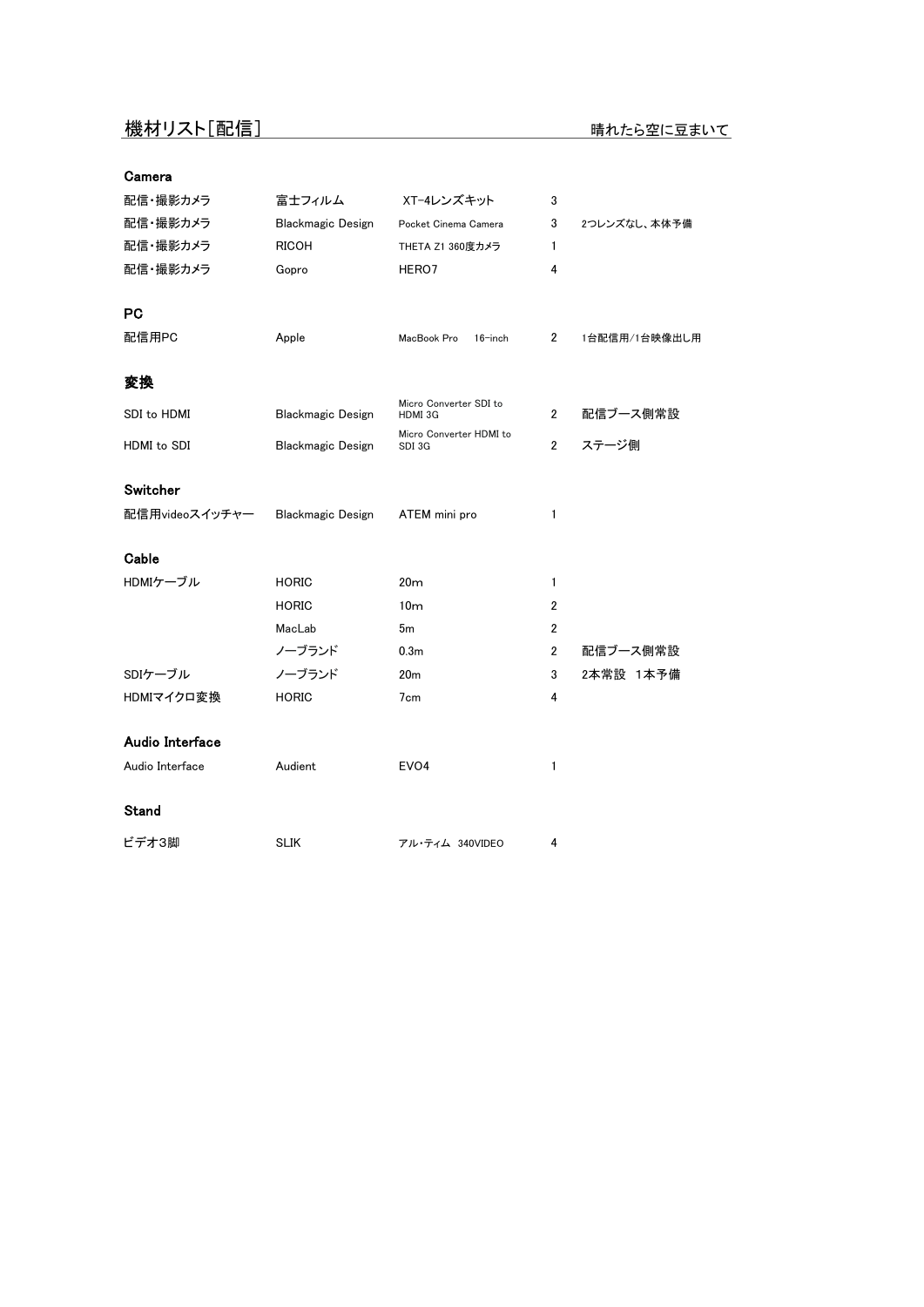# 機材リスト［配信］

晴れたら空に豆まいて

## Camera

| | | | | |
|---|---|---|---|---|
| 配信・撮影カメラ | 富士フィルム | XT-4レンズキット | 3 | |
| 配信・撮影カメラ | Blackmagic Design | Pocket Cinema Camera | 3 | 2つレンズなし、本体予備 |
| 配信・撮影カメラ | RICOH | THETA Z1 360度カメラ | 1 | |
| 配信・撮影カメラ | Gopro | HERO7 | 4 | |

## PC

| | | | | |
|---|---|---|---|---|
| 配信用PC | Apple | MacBook Pro　16-inch | 2 | 1台配信用/1台映像出し用 |

## 変換

| | | | | |
|---|---|---|---|---|
| SDI to HDMI | Blackmagic Design | Micro Converter SDI to HDMI 3G | 2 | 配信ブース側常設 |
| HDMI to SDI | Blackmagic Design | Micro Converter HDMI to SDI 3G | 2 | ステージ側 |

## Switcher

| | | | | |
|---|---|---|---|---|
| 配信用videoスイッチャー | Blackmagic Design | ATEM mini pro | 1 | |

## Cable

| | | | | |
|---|---|---|---|---|
| HDMIケーブル | HORIC | 20m | 1 | |
| | HORIC | 10m | 2 | |
| | MacLab | 5m | 2 | |
| | ノーブランド | 0.3m | 2 | 配信ブース側常設 |
| SDIケーブル | ノーブランド | 20m | 3 | 2本常設　1本予備 |
| HDMIマイクロ変換 | HORIC | 7cm | 4 | |

## Audio Interface

| | | | | |
|---|---|---|---|---|
| Audio Interface | Audient | EVO4 | 1 | |

## Stand

| | | | | |
|---|---|---|---|---|
| ビデオ3脚 | SLIK | アル・ティム　340VIDEO | 4 | |